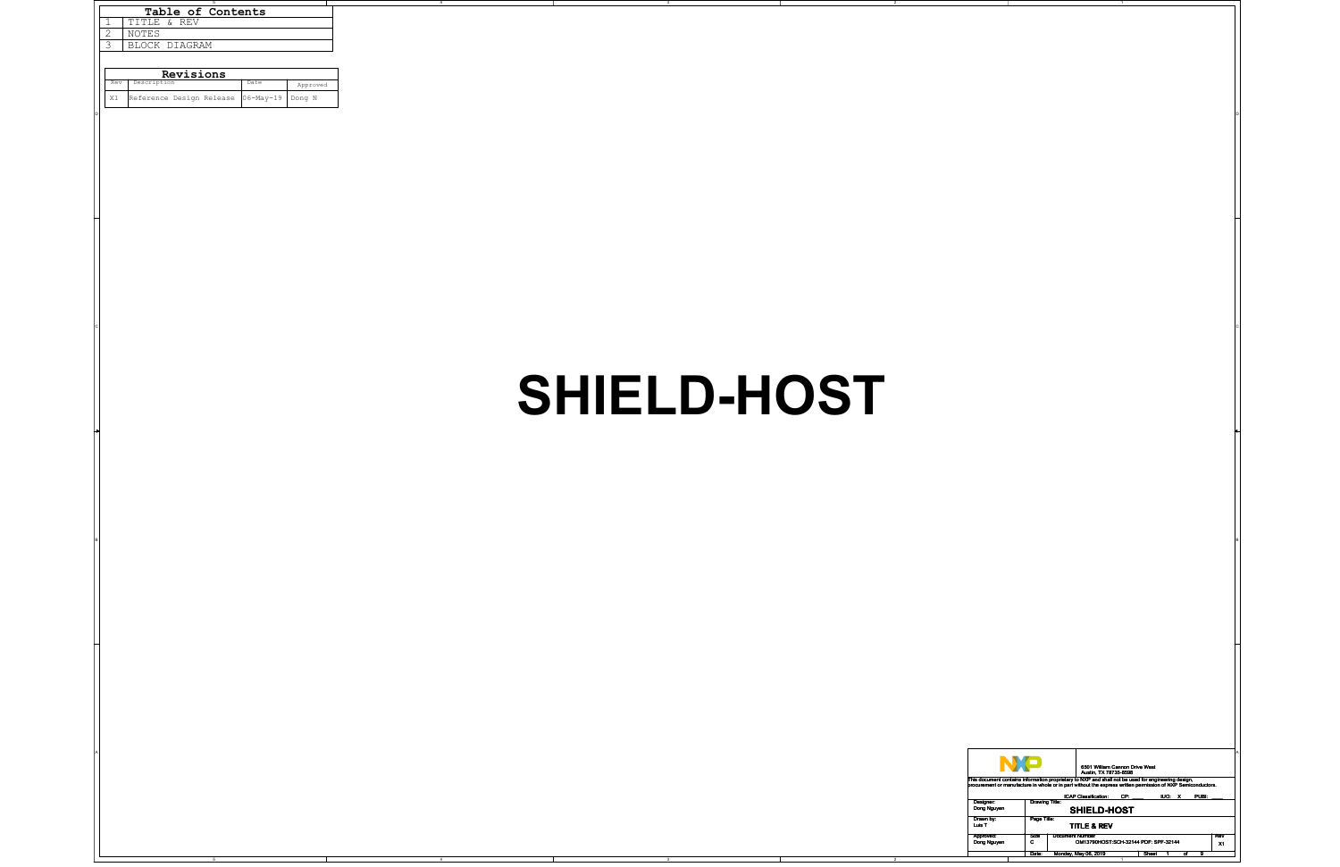## Table of Contents

| | |
|---|---|
| 1 | TITLE & REV |
| 2 | NOTES |
| 3 | BLOCK DIAGRAM |

## Revisions

| Rev | Description | Date | Approved |
|---|---|---|---|
| X1 | Reference Design Release | 06-May-19 | Dong N |

# SHIELD-HOST

6501 William Cannon Drive West
Austin, TX 78735-8598

This document contains information proprietary to NXP and shall not be used for engineering design, procurement or manufacture in whole or in part without the express written permission of NXP Semiconductors.

ICAP Classification: CP: ____ IUO: X PUBI: ____

| | | |
|---|---|---|
| Designer: Dong Nguyen | Drawing Title: SHIELD-HOST | |
| Drawn by: Luis T | Page Title: TITLE & REV | |
| Approved: Dong Nguyen | Size: C / Document Number: OM13790HOST:SCH-32144 PDF: SPF-32144 | Rev: X1 |
| | Date: Monday, May 06, 2019 | Sheet 1 of 9 |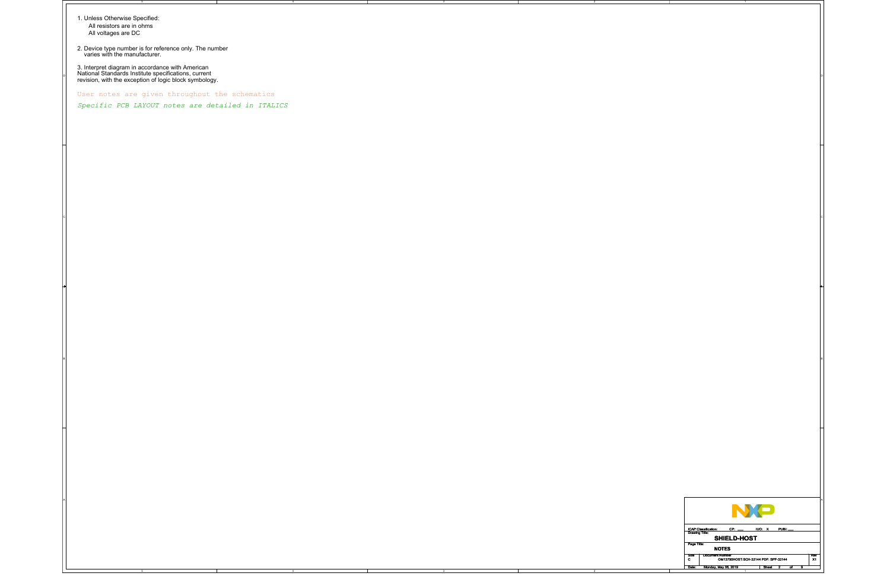1. Unless Otherwise Specified:
   All resistors are in ohms
   All voltages are DC

2. Device type number is for reference only. The number varies with the manufacturer.

3. Interpret diagram in accordance with American National Standards Institute specifications, current revision, with the exception of logic block symbology.

User notes are given throughout the schematics

*Specific PCB LAYOUT notes are detailed in ITALICS*

| ICAP Classification: | CP: ___ | IUO: X | PUBI: ___ |
|---|---|---|---|
| Drawing Title: | SHIELD-HOST | | |
| Page Title: | NOTES | | |
| Size: C | Document Number: OM13790HOST:SCH-32144 PDF: SPF-32144 | | Rev: X1 |
| Date: Monday, May 06, 2019 | Sheet 2 of 9 | | |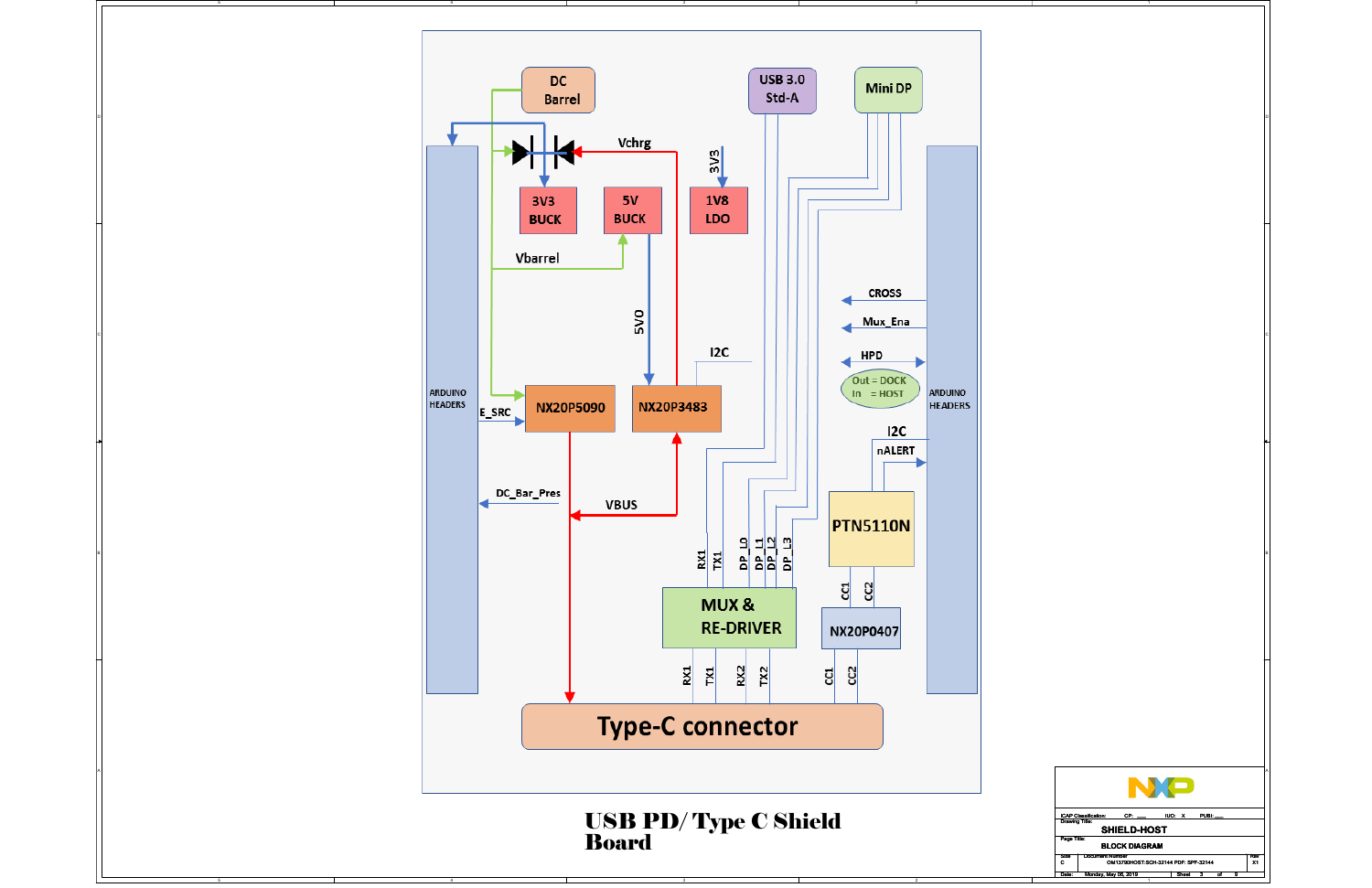DC Barrel

USB 3.0 Std-A

Mini DP

Vchrg

3V3

3V3 BUCK

5V BUCK

1V8 LDO

Vbarrel

5V0

I2C

ARDUINO HEADERS

E_SRC

NX20P5090

NX20P3483

CROSS

Mux_Ena

HPD

Out = DOCK
In = HOST

ARDUINO HEADERS

I2C

nALERT

DC_Bar_Pres

VBUS

PTN5110N

RX1 TX1 DP_L0 DP_L1 DP_L2 DP_L3

CC1 CC2

MUX & RE-DRIVER

NX20P0407

RX1 TX1 RX2 TX2

CC1 CC2

Type-C connector

# USB PD/ Type C Shield Board

| | |
|---|---|
| ICAP Classification: | CP: ___ IUO: X PUBI: ___ |
| Drawing Title: | SHIELD-HOST |
| Page Title: | BLOCK DIAGRAM |
| Size: C | Document Number: OM13790HOST:SCH-32144 PDF: SPF-32144 | Rev: X1 |
| Date: Monday, May 06, 2019 | Sheet 3 of 9 |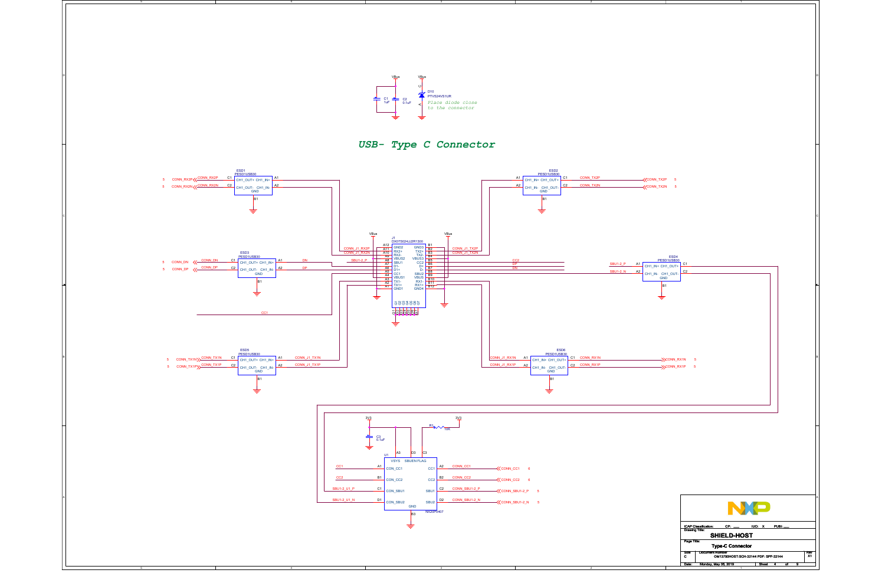# USB- Type C Connector

*Place diode close to the connector*

VBus — C1 1uF, C2 0.1uF

VBus — D10 PTVS24VS1UR

## J1 — DX07S024JJ2R1300

| Pin | Name | Net |
|---|---|---|
| A12 | GND2 | |
| A11 | RX2+ | CONN_J1_RX2P |
| A10 | RX2- | CONN_J1_RX2N |
| A9 | VBUS2 | |
| A8 | SBU1 | SBU1-2_P |
| A7 | D1- | DN |
| A6 | D1+ | DP |
| A5 | CC1 | CC1 |
| A4 | VBUS1 | |
| A3 | TX1- | CONN_J1_TX1N |
| A2 | TX1+ | CONN_J1_TX1P |
| A1 | GND1 | |
| B1 | GND3 | |
| B2 | TX2+ | CONN_J1_TX2P |
| B3 | TX2- | CONN_J1_TX2N |
| B4 | VBUS3 | |
| B5 | CC2 | CC2 |
| B6 | D+ | DP |
| B7 | D- | DN |
| B8 | SBU2 | SBU1-2_N |
| B9 | VBUS | |
| B10 | RX1- | CONN_J1_RX1N |
| B11 | RX1+ | CONN_J1_RX1P |
| B12 | GND4 | |

## ESD protection (PESD1USB30)

| Ref | Pins | Connector side | Device side |
|---|---|---|---|
| ESD1 | C1/A1, C2/A2, GND B1 | CONN_J1_RX2P, CONN_J1_RX2N | CONN_RX2P (5), CONN_RX2N (5) |
| ESD2 | A1/C1, A2/C2, GND B1 | CONN_J1_TX2P, CONN_J1_TX2N | CONN_TX2P (5), CONN_TX2N (5) |
| ESD3 | C1/A1, C2/A2, GND B1 | DN, DP | CONN_DN (5), CONN_DP (5) |
| ESD4 | A1/C1, A2/C2, GND B1 | SBU1-2_P, SBU1-2_N | SBU1-2_U1_P, SBU1-2_U1_N |
| ESD5 | C1/A1, C2/A2, GND B1 | CONN_J1_TX1N, CONN_J1_TX1P | CONN_TX1N (5), CONN_TX1P (5) |
| ESD6 | A1/C1, A2/C2, GND B1 | CONN_J1_RX1N, CONN_J1_RX1P | CONN_RX1N (5), CONN_RX1P (5) |

## U1 — NX20P0407

3V3 — C3 0.1uF; R1 10K to 3V3

| Pin | Name | Net |
|---|---|---|
| A3 | VSYS | 3V3 |
| D3 | SBUEN | 3V3 |
| C3 | FLAG | R1 |
| A1 | CON_CC1 | CC1 |
| B1 | CON_CC2 | CC2 |
| C1 | CON_SBU1 | SBU1-2_U1_P |
| D1 | CON_SBU2 | SBU1-2_U1_N |
| A2 | CC1 | CONN_CC1 (6) |
| B2 | CC2 | CONN_CC2 (6) |
| C2 | SBU1 | CONN_SBU1-2_P (5) |
| D2 | SBU2 | CONN_SBU1-2_N (5) |
| B3 | GND | |

---

ICAP Classification: CP: ___ IUO: X PUBI: ___

Drawing Title: **SHIELD-HOST**

Page Title: **Type-C Connector**

Size: C — Document Number: OM13790HOST:SCH-32144 PDF: SPF-32144 — Rev: X1

Date: Monday, May 06, 2019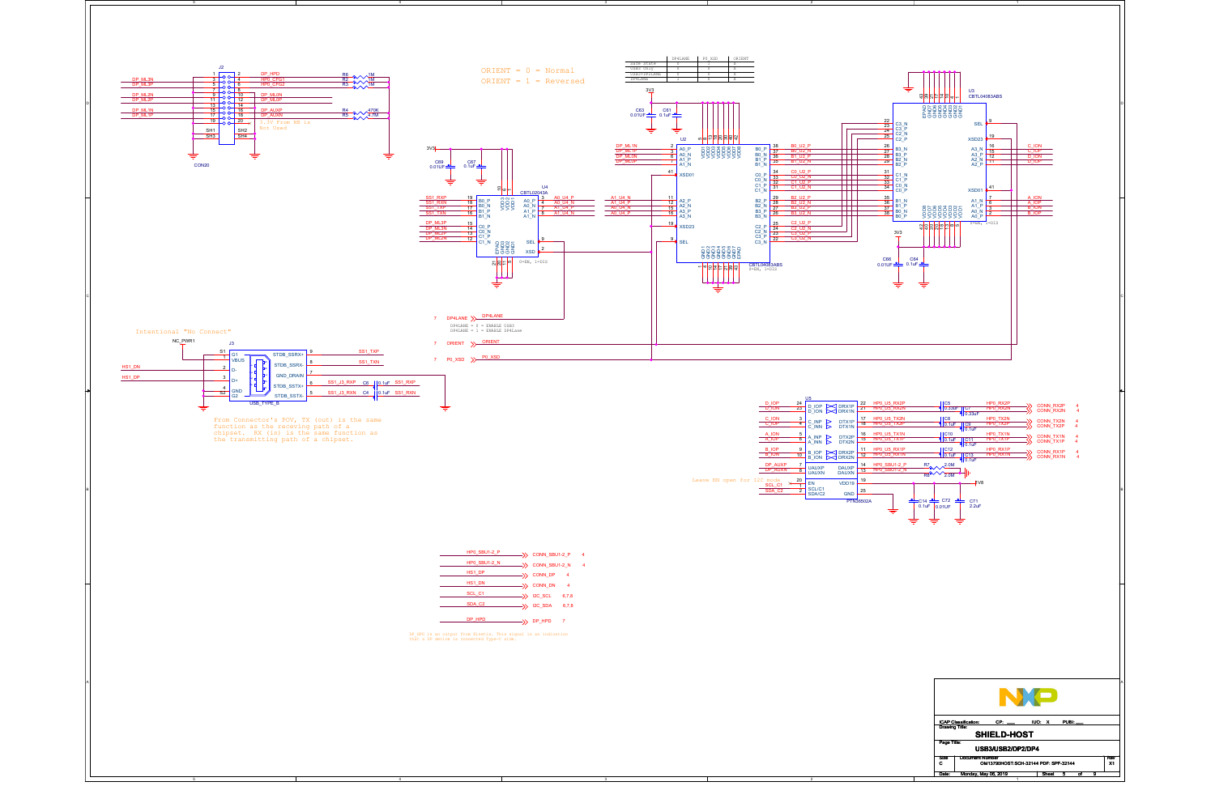ORIENT = 0 = Normal
ORIENT = 1 = Reversed

| | DP4LANE | P0_XSD | ORIENT |
|---|---|---|---|
| Safe State | 1 | 0 | X |
| USB3 Only | 0 | 0 | X |
| USB3+DP2LANE | 0 | 1 | X |
| DP4LANE | 1 | 1 | X |

2,20 Flow NB is Not Used

DP4LANE = 0 = ENABLE USB3
DP4LANE = 1 = ENABLE DP4Lane

0=EN, 1=DIS

Intentional "No Connect"

From Connector's POV, TX (out) is the same function as the receiving path of a chipset. RX (in) is the same function as the transmitting path of a chipset.

Leave EN open for I2C mode.

DP_HPD is an output from Kinetis. This signal is an indication that a DP device is connected type-C side.

| Signal | Off-page connector | Sheet |
|---|---|---|
| HP0_SBU1-2_P | CONN_SBU1-2_P | 4 |
| HP0_SBU1-2_N | CONN_SBU1-2_N | 4 |
| HS1_DP | CONN_DP | 4 |
| HS1_DN | CONN_DN | 4 |
| SCL_C1 | I2C_SCL | 6,7,8 |
| SDA_C2 | I2C_SDA | 6,7,8 |
| DP_HPD | DP_HPD | 7 |

ICAP Classification: CP: IUO: X PUBI:

Drawing Title: SHIELD-HOST

Page Title: USB3/USB2/DP2/DP4

Size: C — Document Number: OM13790HOST:SCH-32144 PDF: SPF-32144 — Rev: X1

Date: Monday, May 06, 2019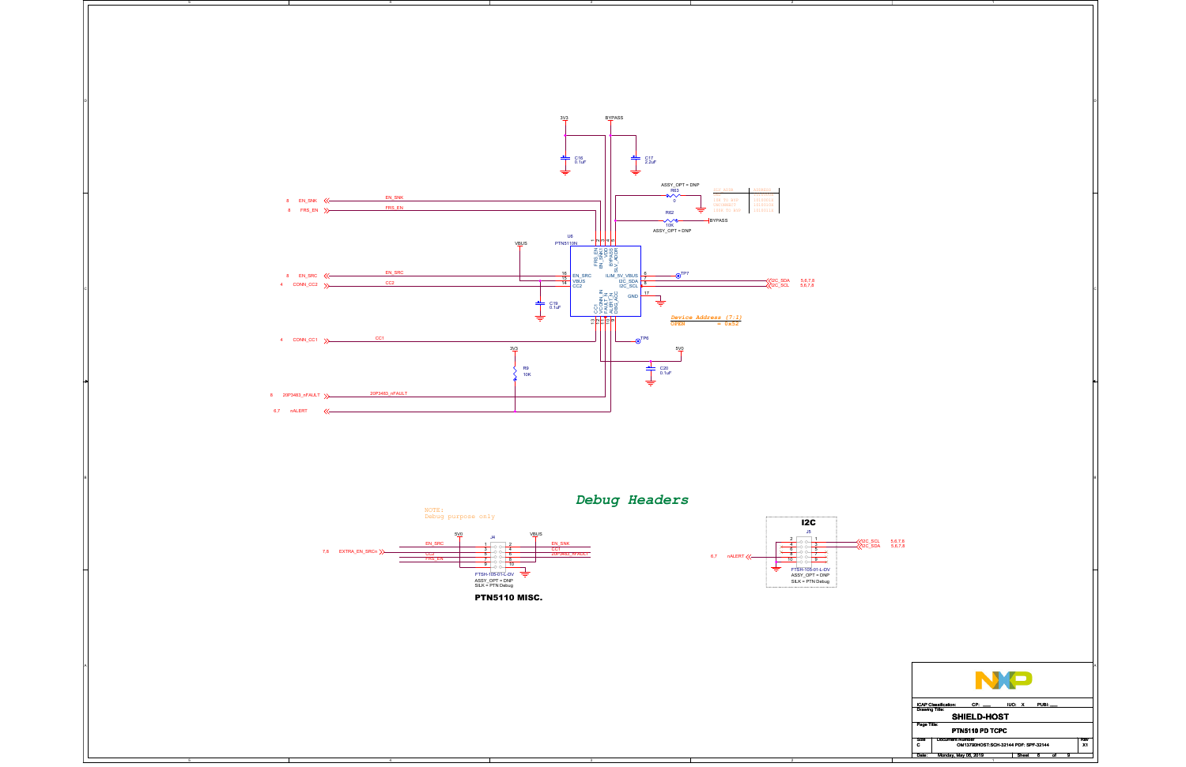3V3

BYPASS

C16
0.1uF

C17
2.2uF

ASSY_OPT = DNP
R63
0

R62
10K
ASSY_OPT = DNP

BYPASS

8 EN_SNK

8 FRS_EN

EN_SNK

FRS_EN

VBUS

U6
PTN5110N

FRS_EN
EN_SNK1
VDD
BYPASS
SLV_ADDR

16 EN_SRC
15 VBUS
14 CC2

ILIM_5V_VBUS 6
I2C_SDA 7
I2C_SCL 8

GND 17

CC1
VCONN_IN
FAULT_N
ALERT_N
DBG_ACC

TP7

I2C_SDA 5,6,7,8
I2C_SCL 5,6,7,8

8 EN_SRC

4 CONN_CC2

EN_SRC

CC2

C19
0.1uF

*Device Address (7:1)*
OPEN = 0x52

4 CONN_CC1

CC1

TP6

3V3

5V0

R9
10K

C20
0.1uF

8 20P3483_nFAULT

20P3483_nFAULT

6,7 nALERT

## Debug Headers

NOTE:
Debug purpose only

5V0

J4

VBUS

EN_SRC

7,8 EXTRA_EN_SRCn

CC2

FRS_EN

EN_SNK

CC1

20P3483_nFAULT

FTSH-105-01-L-DV
ASSY_OPT = DNP
SILK = PTN Debug

**PTN5110 MISC.**

**I2C**

J5

I2C_SCL 5,6,7,8
I2C_SDA 5,6,7,8

6,7 nALERT

FTSH-105-01-L-DV
ASSY_OPT = DNP
SILK = PTN Debug

ICAP Classification: CP: ___ IUO: X PUBI: ___

Drawing Title: **SHIELD-HOST**

Page Title: **PTN5110 PD TCPC**

Size C | Document Number OM13790HOST:SCH-32144 PDF: SPF-32144 | Rev X1

Date: Monday, May 06, 2019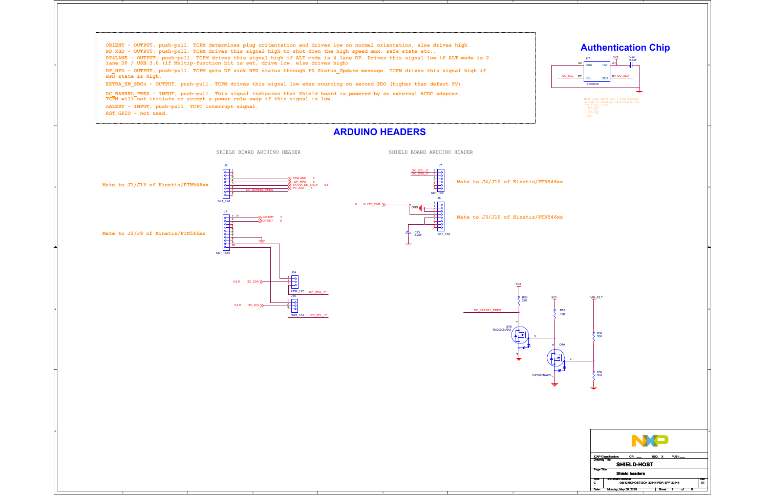ORIENT - OUTPUT, push-pull. TCPM determines plug oritentation and drives low on normal orientation, else drives high

PD_XSD - OUTPUT, push-pull. TCPM drives this signal high to shut down the high speed mux, safe state etc,.

DP4LANE - OUTPUT, push-pull. TCPM drives this signal high if ALT mode is 4 lane DP. Drives this signal low if ALT mode is 2 lane DP / USB 3.0 (if Multip-function bit is set, drive low, else drives high)

DP_HPD - OUTPUT, push-pull. TCPM gets DP sink HPD status through PD Status_Update message. TCPM drives this signal high if HPD state is high.

EXTRA_EN_SRCn - OUTPUT, push-pull. TCPM drives this signal low when sourcing on second PDO (higher than defaut 5V)

DC_BARREL_PRES - INPUT, push-pull. This signal indicates that Shield board is powered by an external ACDC adapter. TCPM will not initiate or accept a power role swap if this signal is low.

nALERT - INPUT, push-pull. TCPC interrupt signal.

RST_GPIO - not used.

## Authentication Chip

U7 A1006UK: A2 GND, A1 DWI (3V3), B2 SCL (I2C_SCL), B1 SDA (I2C_SDA); C22 0.1uF

## ARDUINO HEADERS

SHIELD BOARD ARDUINO HEADER

J6 (SKT_1X8) — Mate to J1/J13 of Kinetis/PTN546xx: DP4LANE (5), DP_HPD (5), EXTRA_EN_SRCn (6,8), PD_XSD (5), DC_BARREL_PRES

J9 (SKT_1X10) — Mate to J2/J9 of Kinetis/PTN546xx: nALERT (6), ORIENT (5)

J14 (HDR_1X3): I2C_SDA (5,6,8), I2C_SDA_J7

J15 (HDR_1X3): I2C_SCL (5,6,8), I2C_SCL_J7

SHIELD BOARD ARDUINO HEADER

J7 (SKT_1X6) — Mate to J4/J12 of Kinetis/PTN546xx: I2C_SCL_J7, I2C_SDA_J7

J8 (SKT_1X8) — Mate to J3/J10 of Kinetis/PTN546xx: KL27Z_PWR (9), GND, C23 2.2uF

DC_BARREL_PRES — R56 270 (3V3), Q4B NX3020NAKS, R57 10K (3V3), Q4A NX3020NAKS, R58 30K, R59 30K (VIN_FILT)

| | |
|---|---|
| ICAP Classification: | CP: ___ IUO: X PUBI: ___ |
| Drawing Title: | SHIELD-HOST |
| Page Title: | Shield headers |
| Size: C | Document Number: OM13790HOST:SCH-32144 PDF: SPF-32144 | Rev: X1 |
| Date: | Monday, May 06, 2019 |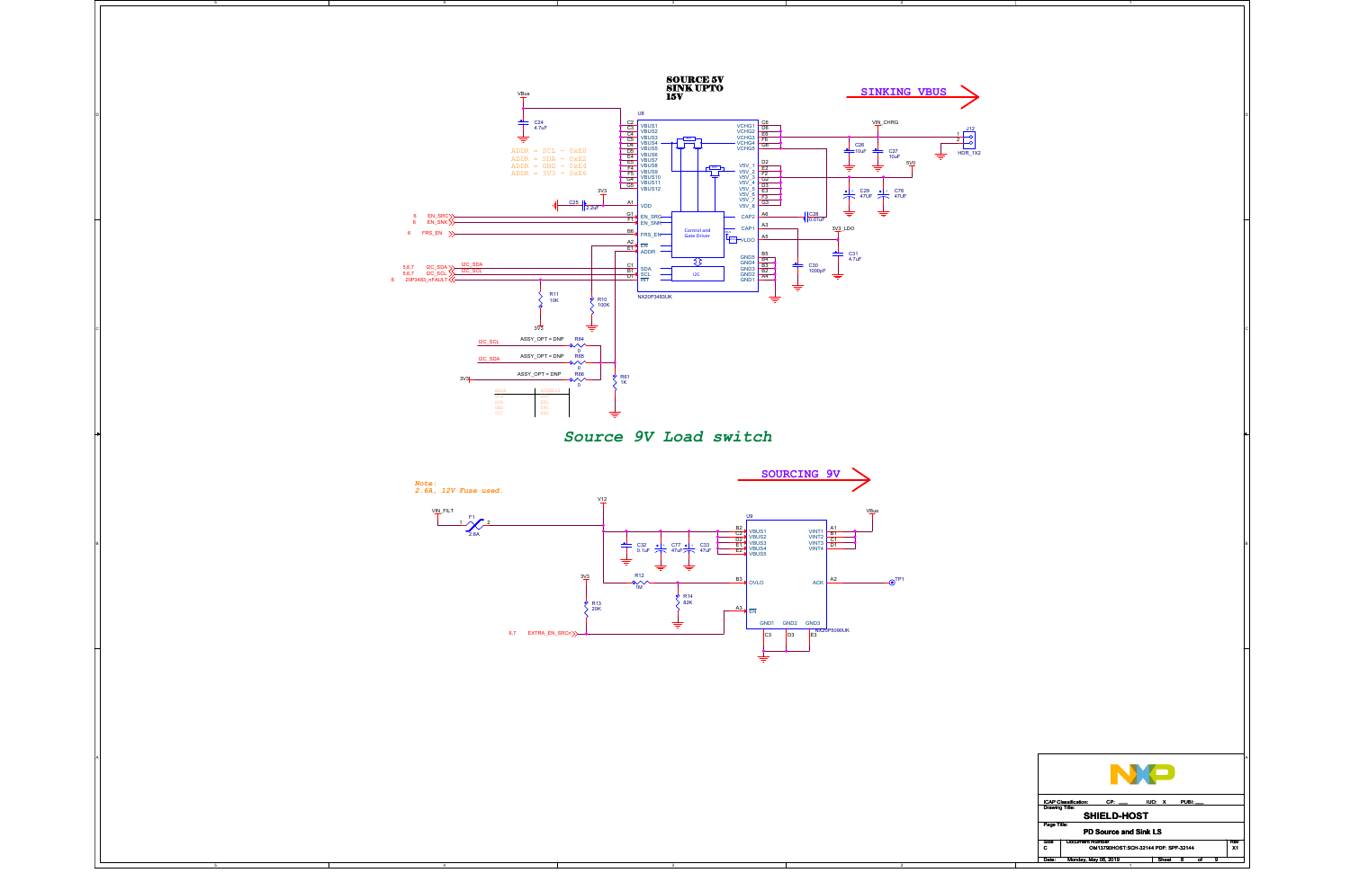## SOURCE 5V SINK UPTO 15V

**SINKING VBUS**

VBus

C24 4.7uF

U8

VBUS1 VBUS2 VBUS3 VBUS4 VBUS5 VBUS6 VBUS7 VBUS8 VBUS9 VBUS10 VBUS11 VBUS12

VCHG1 VCHG2 VCHG3 VCHG4 VCHG5

VSV_1 VSV_2 VSV_3 VSV_4 VSV_5 VSV_6 VSV_7 VSV_8

ADDR = SCL - 0xE0
ADDR = SDA - 0xE2
ADDR = GND - 0xE4
ADDR = 3V3 - 0xE6

3V3

C25 2.2uF

VDD

EN_SRC
EN_SNK
FRS_EN
EN
ADDR
SDA
SCL
INT

Control and Gate Driver

I2C

CAP2
CAP1
VLDO

GND5 GND4 GND3 GND2 GND1

NX20P3483UK

6 EN_SRC
6 EN_SNK
6 FRS_EN
5,6,7 I2C_SDA
5,6,7 I2C_SCL
6 20P3483_nFAULT

I2C_SDA
I2C_SCL

R11 10K

R10 100K

3V3

VIN_CHRG

J12 HDR_1X2

C26 10uF

C27 10uF

5V0

C29 47UF

C76 47UF

C28 0.01uF

3V3_LDO

C31 4.7uF

C30 1000pF

I2C_SCL ASSY_OPT = DNP R64 0

I2C_SDA ASSY_OPT = DNP R65 0

3V3 ASSY_OPT = DNP R66 0

R61 1K

## Source 9V Load switch

**SOURCING 9V**

*Note: 2.6A, 12V Fuse used.*

VIN_FILT

F1 2.6A

V12

C32 0.1uF

C77 47uF

C33 47uF

U9

VBUS1 VBUS2 VBUS3 VBUS4 VBUS5

VINT1 VINT2 VINT3 VINT4

VBus

OVLO

ACK

TP1

EN

GND1 GND2 GND3

NX20P5090UK

3V3

R12 1M

R14 82K

R13 20K

6,7 EXTRA_EN_SRC

ICAP Classification: CP: IUO: X PUBI:

Drawing Title: SHIELD-HOST

Page Title: PD Source and Sink LS

Size: C

Document Number: OM13790HOST:SCH-32144 PDF: SPF-32144

Rev: X1

Date: Monday, May 06, 2019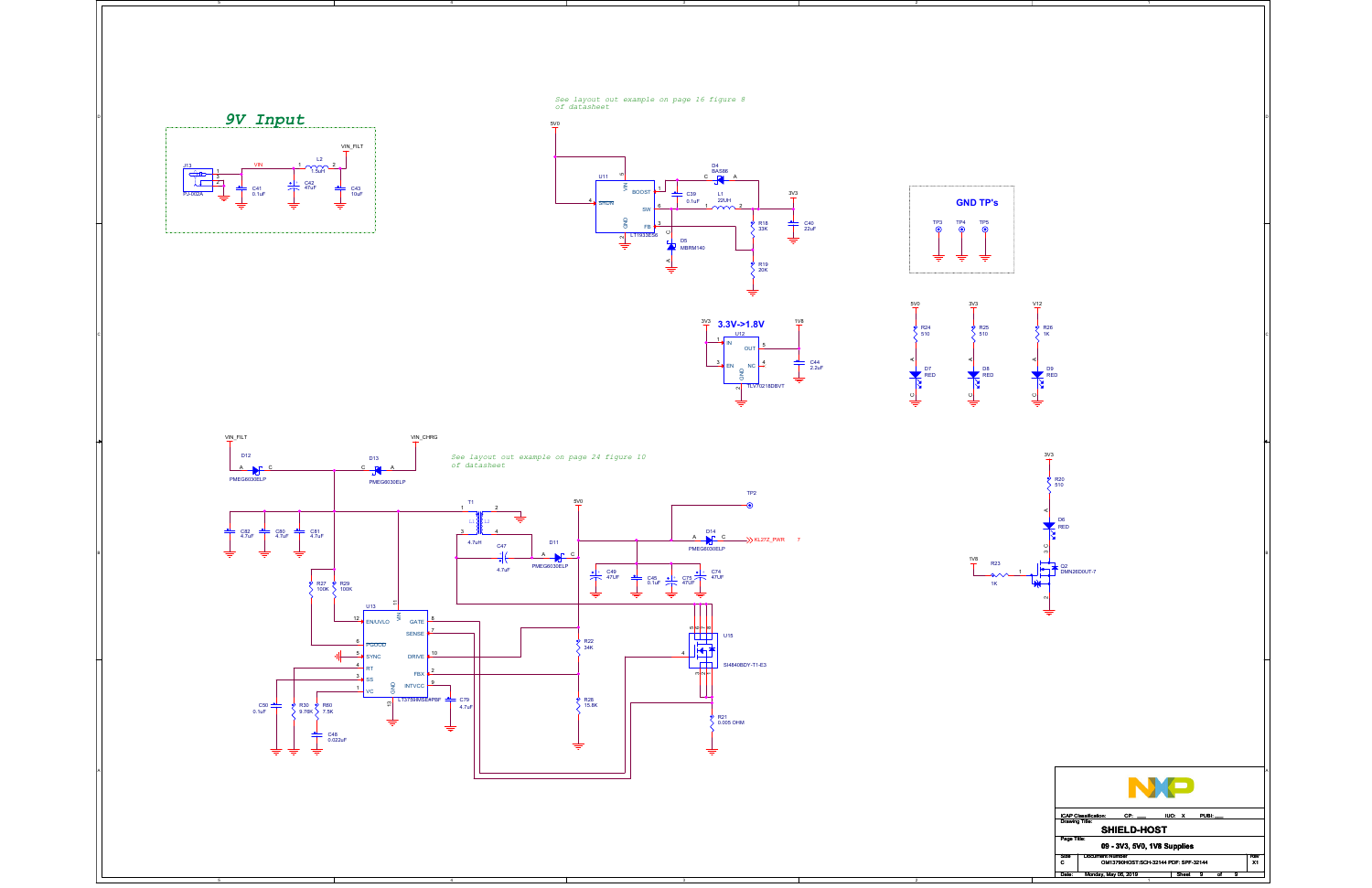## 9V Input

J13
PJ-002A

VIN

L2
1.5uH

VIN_FILT

C41
0.1uF

C42
47uF

C43
10uF

*See layout out example on page 16 figure 8 of datasheet*

5V0

U11
LT1933ES6

SHDN
VIN
BOOST
SW
FB
GND

D4
BAS86

C39
0.1uF

L1
22UH

3V3

D5
MBRM140

R18
33K

C40
22uF

R19
20K

## GND TP's

TP3
TP4
TP5

## 3.3V->1.8V

3V3

1V8

U12
TLV70218DBVT

IN
OUT
EN
NC
GND

C44
2.2uF

5V0
R24
510
D7
RED

3V3
R25
510
D8
RED

V12
R26
1K
D9
RED

VIN_FILT

D12
PMEG6030ELP

VIN_CHRG

D13
PMEG6030ELP

*See layout out example on page 24 figure 10 of datasheet*

C82
4.7uF

C80
4.7uF

C81
4.7uF

T1
4.7uH

C47
4.7uF

D11
PMEG6030ELP

5V0

TP2

D14
PMEG6030ELP

KL27Z_PWR 7

C49
47UF

C45
0.1uF

C75
47UF

C74
47UF

R27
100K

R29
100K

U13
LT3759IMSE#PBF

EN/UVLO
PGOOD
SYNC
RT
SS
VC
VIN
GATE
SENSE
DRIVE
FBX
INTVCC
GND

C79
4.7uF

R22
34K

R28
15.8K

U15
SI4840BDY-T1-E3

R21
0.005 OHM

C50
0.1uF

R30
9.76K

R60
7.5K

C48
0.022uF

3V3

R20
510

D6
RED

1V8

R23
1K

Q2
DMN26D0UT-7

ICAP Classification: CP: ___ IUO: X PUBI: ___

Drawing Title:
SHIELD-HOST

Page Title:
09 - 3V3, 5V0, 1V8 Supplies

Size: C

Document Number: OM13790HOST:SCH-32144 PDF: SPF-32144

Rev: X1

Date: Monday, May 06, 2019